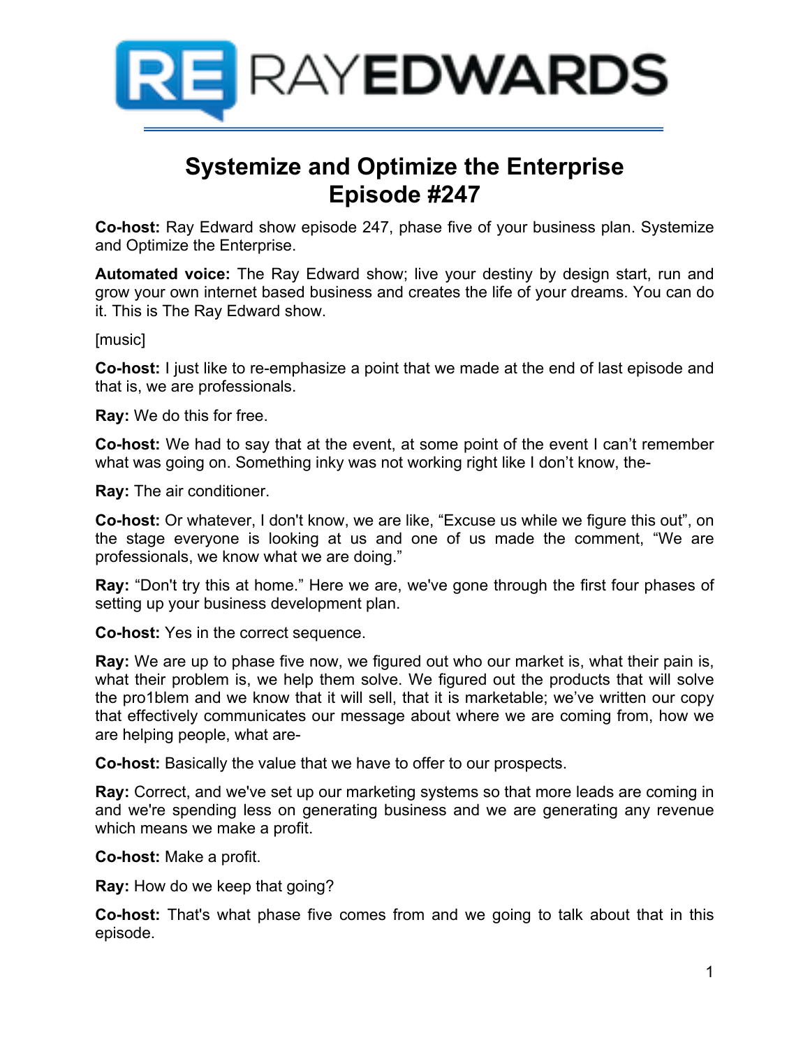# Systemize and Optimize the Enterprise
# Episode #247

**Co-host:** Ray Edward show episode 247, phase five of your business plan. Systemize and Optimize the Enterprise.

**Automated voice:** The Ray Edward show; live your destiny by design start, run and grow your own internet based business and creates the life of your dreams. You can do it. This is The Ray Edward show.

[music]

**Co-host:** I just like to re-emphasize a point that we made at the end of last episode and that is, we are professionals.

**Ray:** We do this for free.

**Co-host:** We had to say that at the event, at some point of the event I can't remember what was going on. Something inky was not working right like I don't know, the-

**Ray:** The air conditioner.

**Co-host:** Or whatever, I don't know, we are like, "Excuse us while we figure this out", on the stage everyone is looking at us and one of us made the comment, "We are professionals, we know what we are doing."

**Ray:** "Don't try this at home." Here we are, we've gone through the first four phases of setting up your business development plan.

**Co-host:** Yes in the correct sequence.

**Ray:** We are up to phase five now, we figured out who our market is, what their pain is, what their problem is, we help them solve. We figured out the products that will solve the pro1blem and we know that it will sell, that it is marketable; we've written our copy that effectively communicates our message about where we are coming from, how we are helping people, what are-

**Co-host:** Basically the value that we have to offer to our prospects.

**Ray:** Correct, and we've set up our marketing systems so that more leads are coming in and we're spending less on generating business and we are generating any revenue which means we make a profit.

**Co-host:** Make a profit.

**Ray:** How do we keep that going?

**Co-host:** That's what phase five comes from and we going to talk about that in this episode.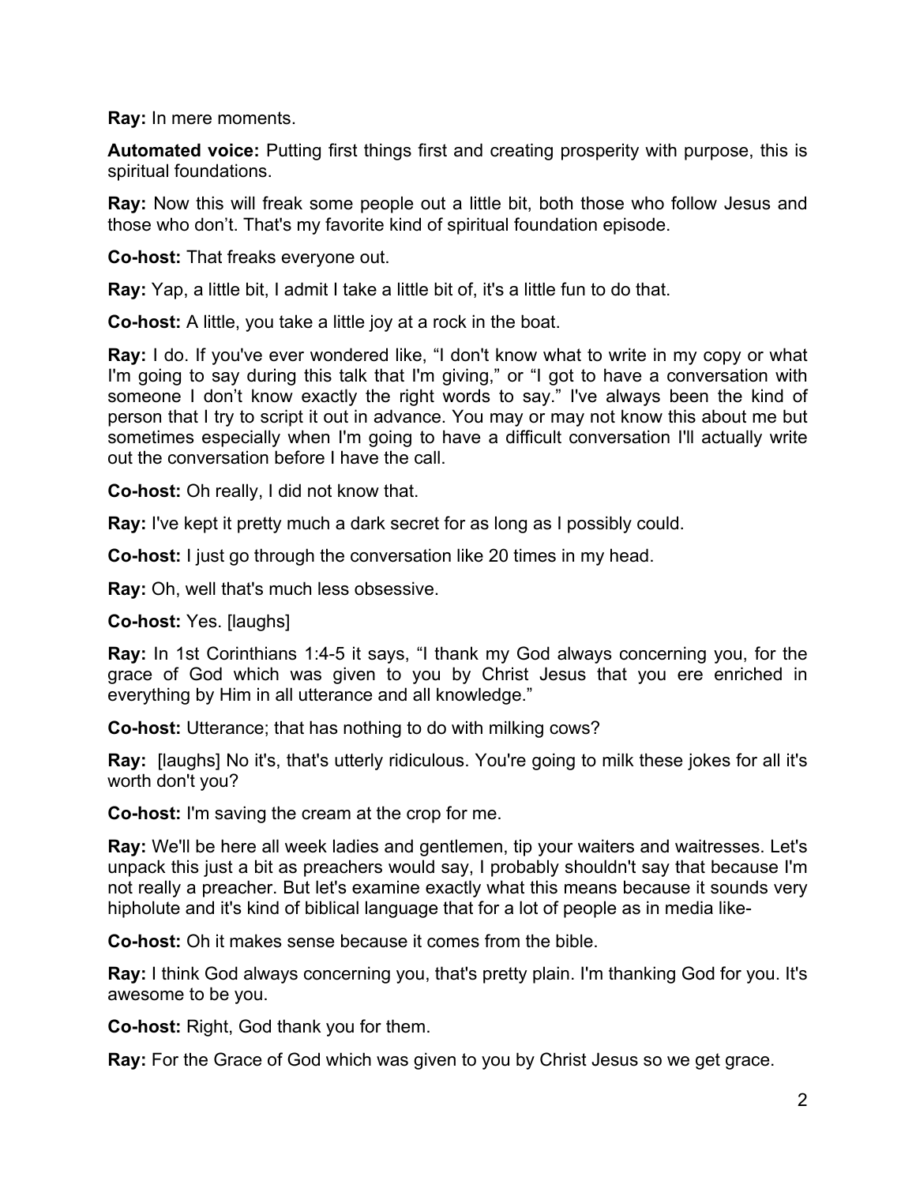**Ray:** In mere moments.

**Automated voice:** Putting first things first and creating prosperity with purpose, this is spiritual foundations.

**Ray:** Now this will freak some people out a little bit, both those who follow Jesus and those who don't. That's my favorite kind of spiritual foundation episode.

**Co-host:** That freaks everyone out.

**Ray:** Yap, a little bit, I admit I take a little bit of, it's a little fun to do that.

**Co-host:** A little, you take a little joy at a rock in the boat.

**Ray:** I do. If you've ever wondered like, "I don't know what to write in my copy or what I'm going to say during this talk that I'm giving," or "I got to have a conversation with someone I don't know exactly the right words to say." I've always been the kind of person that I try to script it out in advance. You may or may not know this about me but sometimes especially when I'm going to have a difficult conversation I'll actually write out the conversation before I have the call.

**Co-host:** Oh really, I did not know that.

**Ray:** I've kept it pretty much a dark secret for as long as I possibly could.

**Co-host:** I just go through the conversation like 20 times in my head.

**Ray:** Oh, well that's much less obsessive.

**Co-host:** Yes. [laughs]

**Ray:** In 1st Corinthians 1:4-5 it says, "I thank my God always concerning you, for the grace of God which was given to you by Christ Jesus that you ere enriched in everything by Him in all utterance and all knowledge."

**Co-host:** Utterance; that has nothing to do with milking cows?

**Ray:** [laughs] No it's, that's utterly ridiculous. You're going to milk these jokes for all it's worth don't you?

**Co-host:** I'm saving the cream at the crop for me.

**Ray:** We'll be here all week ladies and gentlemen, tip your waiters and waitresses. Let's unpack this just a bit as preachers would say, I probably shouldn't say that because I'm not really a preacher. But let's examine exactly what this means because it sounds very hipholute and it's kind of biblical language that for a lot of people as in media like-

**Co-host:** Oh it makes sense because it comes from the bible.

**Ray:** I think God always concerning you, that's pretty plain. I'm thanking God for you. It's awesome to be you.

**Co-host:** Right, God thank you for them.

**Ray:** For the Grace of God which was given to you by Christ Jesus so we get grace.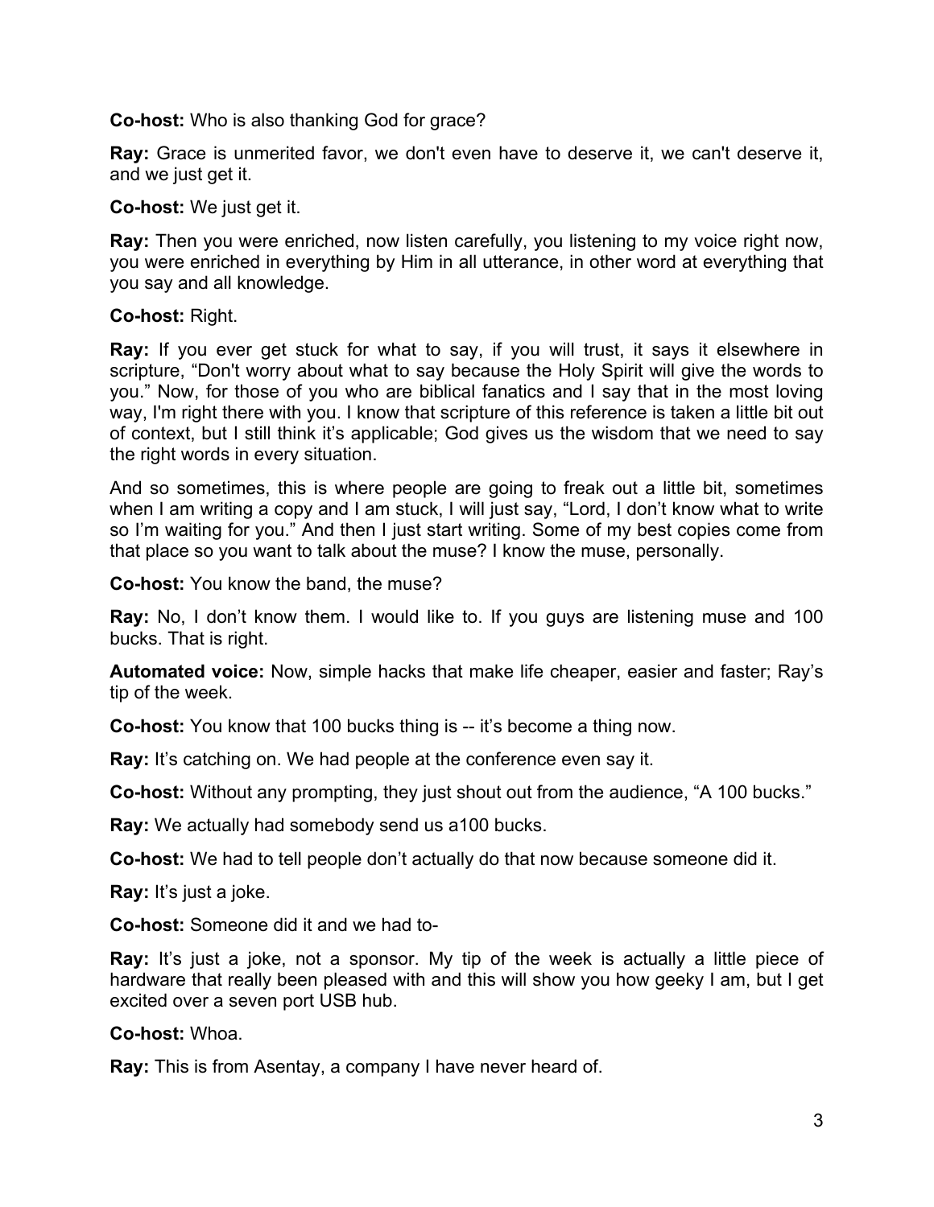**Co-host:** Who is also thanking God for grace?

**Ray:** Grace is unmerited favor, we don't even have to deserve it, we can't deserve it, and we just get it.

**Co-host:** We just get it.

**Ray:** Then you were enriched, now listen carefully, you listening to my voice right now, you were enriched in everything by Him in all utterance, in other word at everything that you say and all knowledge.

**Co-host:** Right.

**Ray:** If you ever get stuck for what to say, if you will trust, it says it elsewhere in scripture, "Don't worry about what to say because the Holy Spirit will give the words to you." Now, for those of you who are biblical fanatics and I say that in the most loving way, I'm right there with you. I know that scripture of this reference is taken a little bit out of context, but I still think it's applicable; God gives us the wisdom that we need to say the right words in every situation.

And so sometimes, this is where people are going to freak out a little bit, sometimes when I am writing a copy and I am stuck, I will just say, "Lord, I don't know what to write so I'm waiting for you." And then I just start writing. Some of my best copies come from that place so you want to talk about the muse? I know the muse, personally.

**Co-host:** You know the band, the muse?

**Ray:** No, I don't know them. I would like to. If you guys are listening muse and 100 bucks. That is right.

**Automated voice:** Now, simple hacks that make life cheaper, easier and faster; Ray's tip of the week.

**Co-host:** You know that 100 bucks thing is -- it's become a thing now.

**Ray:** It's catching on. We had people at the conference even say it.

**Co-host:** Without any prompting, they just shout out from the audience, "A 100 bucks."

**Ray:** We actually had somebody send us a100 bucks.

**Co-host:** We had to tell people don't actually do that now because someone did it.

**Ray:** It's just a joke.

**Co-host:** Someone did it and we had to-

**Ray:** It's just a joke, not a sponsor. My tip of the week is actually a little piece of hardware that really been pleased with and this will show you how geeky I am, but I get excited over a seven port USB hub.

**Co-host:** Whoa.

**Ray:** This is from Asentay, a company I have never heard of.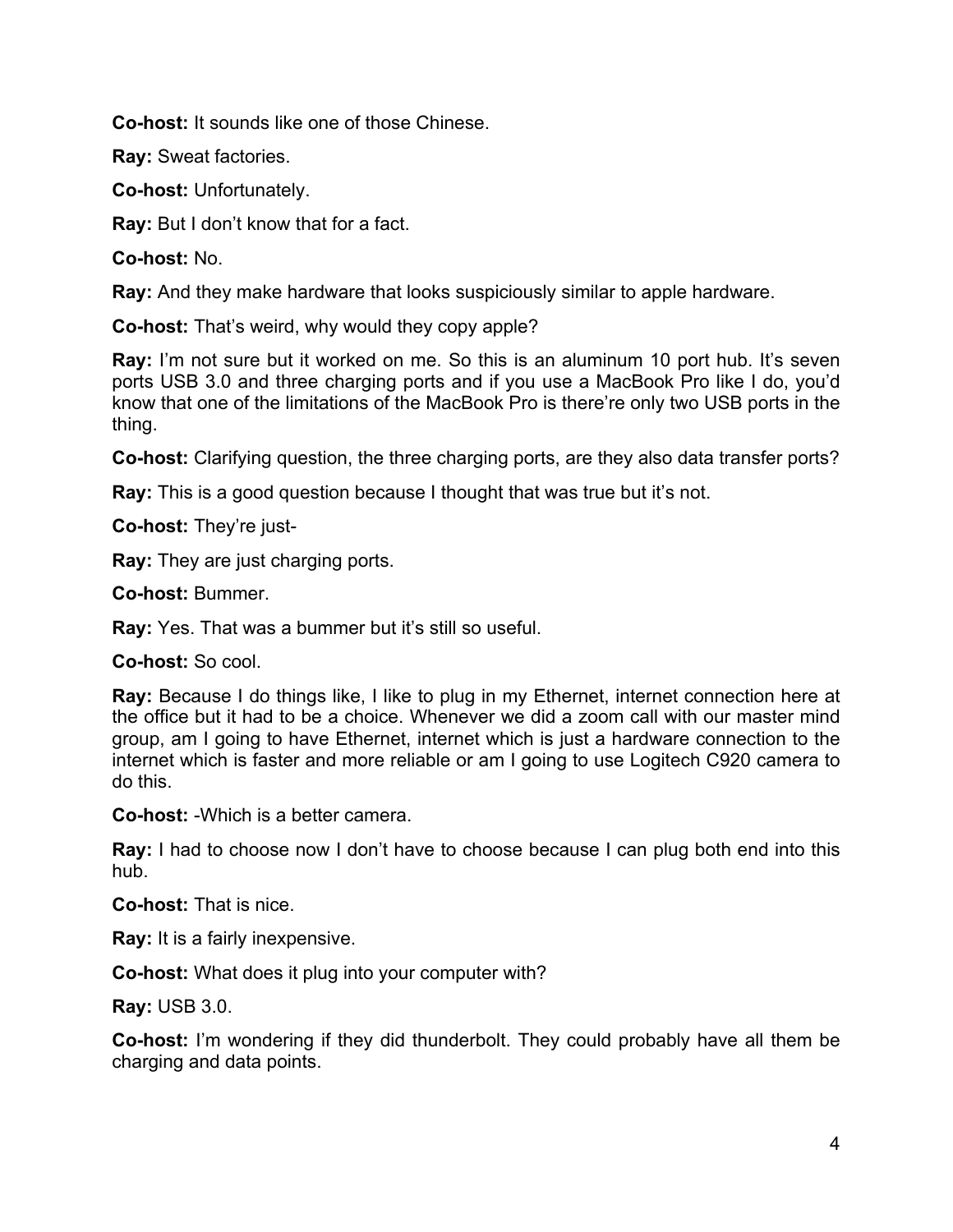**Co-host:** It sounds like one of those Chinese.

**Ray:** Sweat factories.

**Co-host:** Unfortunately.

**Ray:** But I don't know that for a fact.

**Co-host:** No.

**Ray:** And they make hardware that looks suspiciously similar to apple hardware.

**Co-host:** That's weird, why would they copy apple?

**Ray:** I'm not sure but it worked on me. So this is an aluminum 10 port hub. It's seven ports USB 3.0 and three charging ports and if you use a MacBook Pro like I do, you'd know that one of the limitations of the MacBook Pro is there're only two USB ports in the thing.

**Co-host:** Clarifying question, the three charging ports, are they also data transfer ports?

**Ray:** This is a good question because I thought that was true but it's not.

**Co-host:** They're just-

**Ray:** They are just charging ports.

**Co-host:** Bummer.

**Ray:** Yes. That was a bummer but it's still so useful.

**Co-host:** So cool.

**Ray:** Because I do things like, I like to plug in my Ethernet, internet connection here at the office but it had to be a choice. Whenever we did a zoom call with our master mind group, am I going to have Ethernet, internet which is just a hardware connection to the internet which is faster and more reliable or am I going to use Logitech C920 camera to do this.

**Co-host:** -Which is a better camera.

**Ray:** I had to choose now I don't have to choose because I can plug both end into this hub.

**Co-host:** That is nice.

**Ray:** It is a fairly inexpensive.

**Co-host:** What does it plug into your computer with?

**Ray:** USB 3.0.

**Co-host:** I'm wondering if they did thunderbolt. They could probably have all them be charging and data points.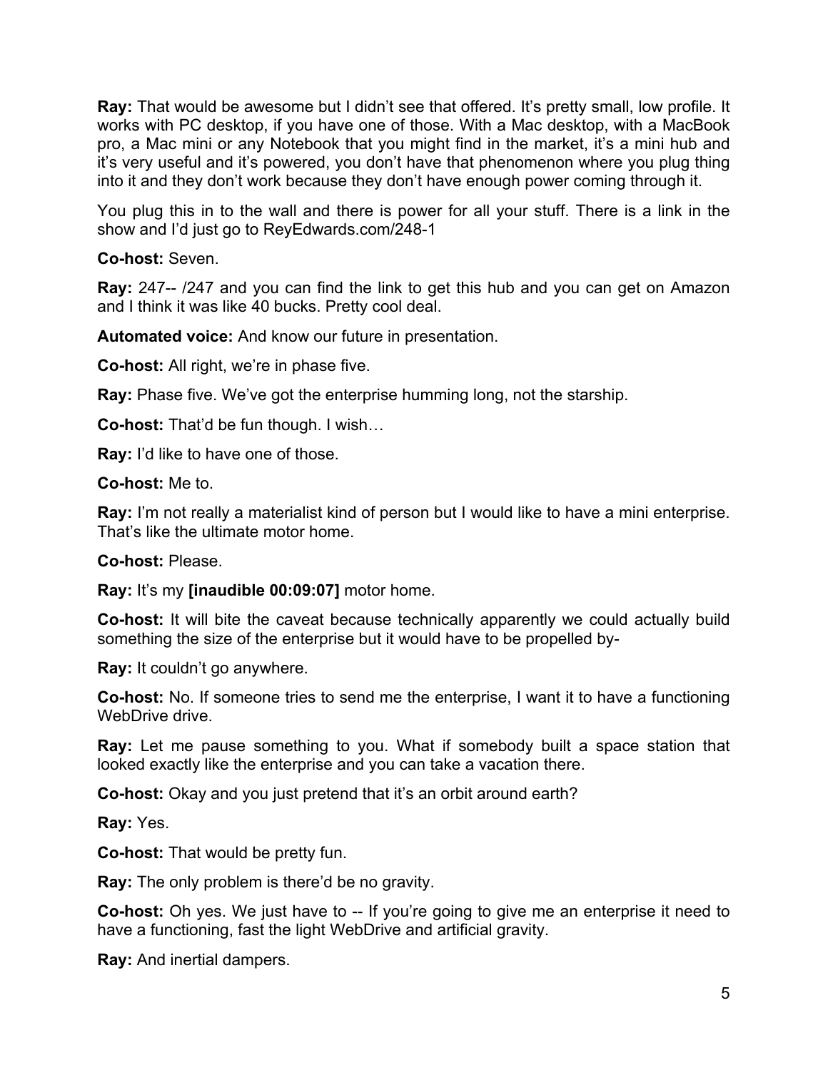**Ray:** That would be awesome but I didn't see that offered. It's pretty small, low profile. It works with PC desktop, if you have one of those. With a Mac desktop, with a MacBook pro, a Mac mini or any Notebook that you might find in the market, it's a mini hub and it's very useful and it's powered, you don't have that phenomenon where you plug thing into it and they don't work because they don't have enough power coming through it.

You plug this in to the wall and there is power for all your stuff. There is a link in the show and I'd just go to ReyEdwards.com/248-1

**Co-host:** Seven.

**Ray:** 247-- /247 and you can find the link to get this hub and you can get on Amazon and I think it was like 40 bucks. Pretty cool deal.

**Automated voice:** And know our future in presentation.

**Co-host:** All right, we're in phase five.

**Ray:** Phase five. We've got the enterprise humming long, not the starship.

**Co-host:** That'd be fun though. I wish…

**Ray:** I'd like to have one of those.

**Co-host:** Me to.

**Ray:** I'm not really a materialist kind of person but I would like to have a mini enterprise. That's like the ultimate motor home.

**Co-host:** Please.

**Ray:** It's my **[inaudible 00:09:07]** motor home.

**Co-host:** It will bite the caveat because technically apparently we could actually build something the size of the enterprise but it would have to be propelled by-

**Ray:** It couldn't go anywhere.

**Co-host:** No. If someone tries to send me the enterprise, I want it to have a functioning WebDrive drive.

**Ray:** Let me pause something to you. What if somebody built a space station that looked exactly like the enterprise and you can take a vacation there.

**Co-host:** Okay and you just pretend that it's an orbit around earth?

**Ray:** Yes.

**Co-host:** That would be pretty fun.

**Ray:** The only problem is there'd be no gravity.

**Co-host:** Oh yes. We just have to -- If you're going to give me an enterprise it need to have a functioning, fast the light WebDrive and artificial gravity.

**Ray:** And inertial dampers.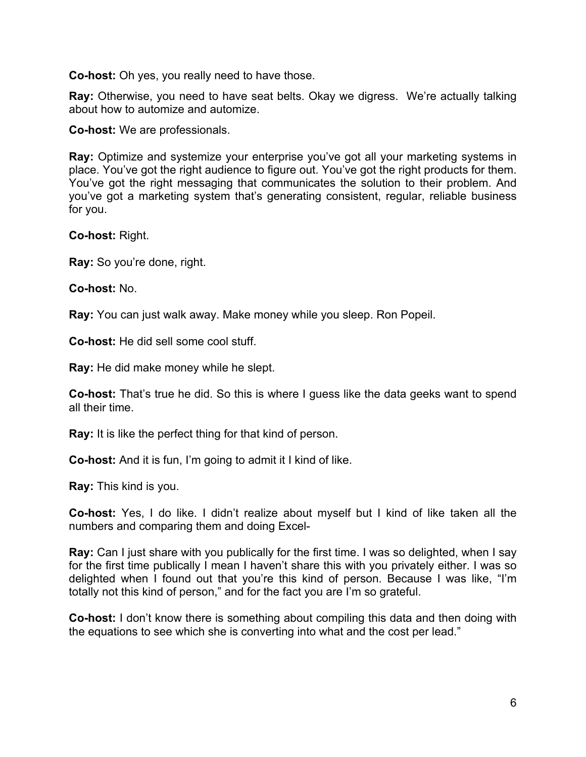**Co-host:** Oh yes, you really need to have those.

**Ray:** Otherwise, you need to have seat belts. Okay we digress. We're actually talking about how to automize and automize.

**Co-host:** We are professionals.

**Ray:** Optimize and systemize your enterprise you've got all your marketing systems in place. You've got the right audience to figure out. You've got the right products for them. You've got the right messaging that communicates the solution to their problem. And you've got a marketing system that's generating consistent, regular, reliable business for you.

**Co-host:** Right.

**Ray:** So you're done, right.

**Co-host:** No.

**Ray:** You can just walk away. Make money while you sleep. Ron Popeil.

**Co-host:** He did sell some cool stuff.

**Ray:** He did make money while he slept.

**Co-host:** That's true he did. So this is where I guess like the data geeks want to spend all their time.

**Ray:** It is like the perfect thing for that kind of person.

**Co-host:** And it is fun, I'm going to admit it I kind of like.

**Ray:** This kind is you.

**Co-host:** Yes, I do like. I didn't realize about myself but I kind of like taken all the numbers and comparing them and doing Excel-

**Ray:** Can I just share with you publically for the first time. I was so delighted, when I say for the first time publically I mean I haven't share this with you privately either. I was so delighted when I found out that you're this kind of person. Because I was like, "I'm totally not this kind of person," and for the fact you are I'm so grateful.

**Co-host:** I don't know there is something about compiling this data and then doing with the equations to see which she is converting into what and the cost per lead."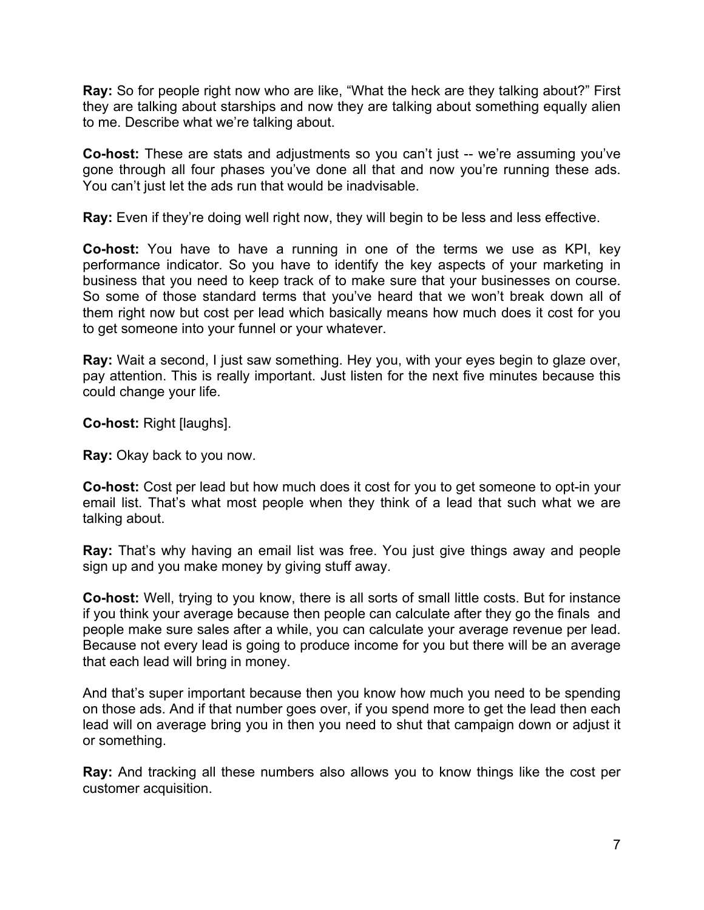**Ray:** So for people right now who are like, "What the heck are they talking about?" First they are talking about starships and now they are talking about something equally alien to me. Describe what we're talking about.

**Co-host:** These are stats and adjustments so you can't just -- we're assuming you've gone through all four phases you've done all that and now you're running these ads. You can't just let the ads run that would be inadvisable.

**Ray:** Even if they're doing well right now, they will begin to be less and less effective.

**Co-host:** You have to have a running in one of the terms we use as KPI, key performance indicator. So you have to identify the key aspects of your marketing in business that you need to keep track of to make sure that your businesses on course. So some of those standard terms that you've heard that we won't break down all of them right now but cost per lead which basically means how much does it cost for you to get someone into your funnel or your whatever.

**Ray:** Wait a second, I just saw something. Hey you, with your eyes begin to glaze over, pay attention. This is really important. Just listen for the next five minutes because this could change your life.

**Co-host:** Right [laughs].

**Ray:** Okay back to you now.

**Co-host:** Cost per lead but how much does it cost for you to get someone to opt-in your email list. That's what most people when they think of a lead that such what we are talking about.

**Ray:** That's why having an email list was free. You just give things away and people sign up and you make money by giving stuff away.

**Co-host:** Well, trying to you know, there is all sorts of small little costs. But for instance if you think your average because then people can calculate after they go the finals and people make sure sales after a while, you can calculate your average revenue per lead. Because not every lead is going to produce income for you but there will be an average that each lead will bring in money.

And that's super important because then you know how much you need to be spending on those ads. And if that number goes over, if you spend more to get the lead then each lead will on average bring you in then you need to shut that campaign down or adjust it or something.

**Ray:** And tracking all these numbers also allows you to know things like the cost per customer acquisition.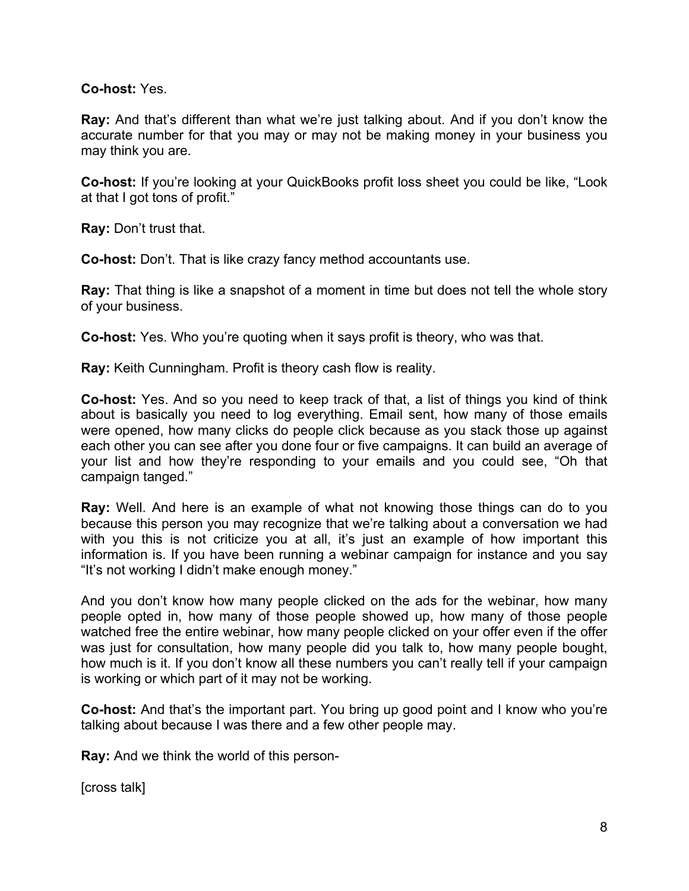**Co-host:** Yes.

**Ray:** And that's different than what we're just talking about. And if you don't know the accurate number for that you may or may not be making money in your business you may think you are.

**Co-host:** If you're looking at your QuickBooks profit loss sheet you could be like, "Look at that I got tons of profit."

**Ray:** Don't trust that.

**Co-host:** Don't. That is like crazy fancy method accountants use.

**Ray:** That thing is like a snapshot of a moment in time but does not tell the whole story of your business.

**Co-host:** Yes. Who you're quoting when it says profit is theory, who was that.

**Ray:** Keith Cunningham. Profit is theory cash flow is reality.

**Co-host:** Yes. And so you need to keep track of that, a list of things you kind of think about is basically you need to log everything. Email sent, how many of those emails were opened, how many clicks do people click because as you stack those up against each other you can see after you done four or five campaigns. It can build an average of your list and how they're responding to your emails and you could see, "Oh that campaign tanged."

**Ray:** Well. And here is an example of what not knowing those things can do to you because this person you may recognize that we're talking about a conversation we had with you this is not criticize you at all, it's just an example of how important this information is. If you have been running a webinar campaign for instance and you say "It's not working I didn't make enough money."

And you don't know how many people clicked on the ads for the webinar, how many people opted in, how many of those people showed up, how many of those people watched free the entire webinar, how many people clicked on your offer even if the offer was just for consultation, how many people did you talk to, how many people bought, how much is it. If you don't know all these numbers you can't really tell if your campaign is working or which part of it may not be working.

**Co-host:** And that's the important part. You bring up good point and I know who you're talking about because I was there and a few other people may.

**Ray:** And we think the world of this person-

[cross talk]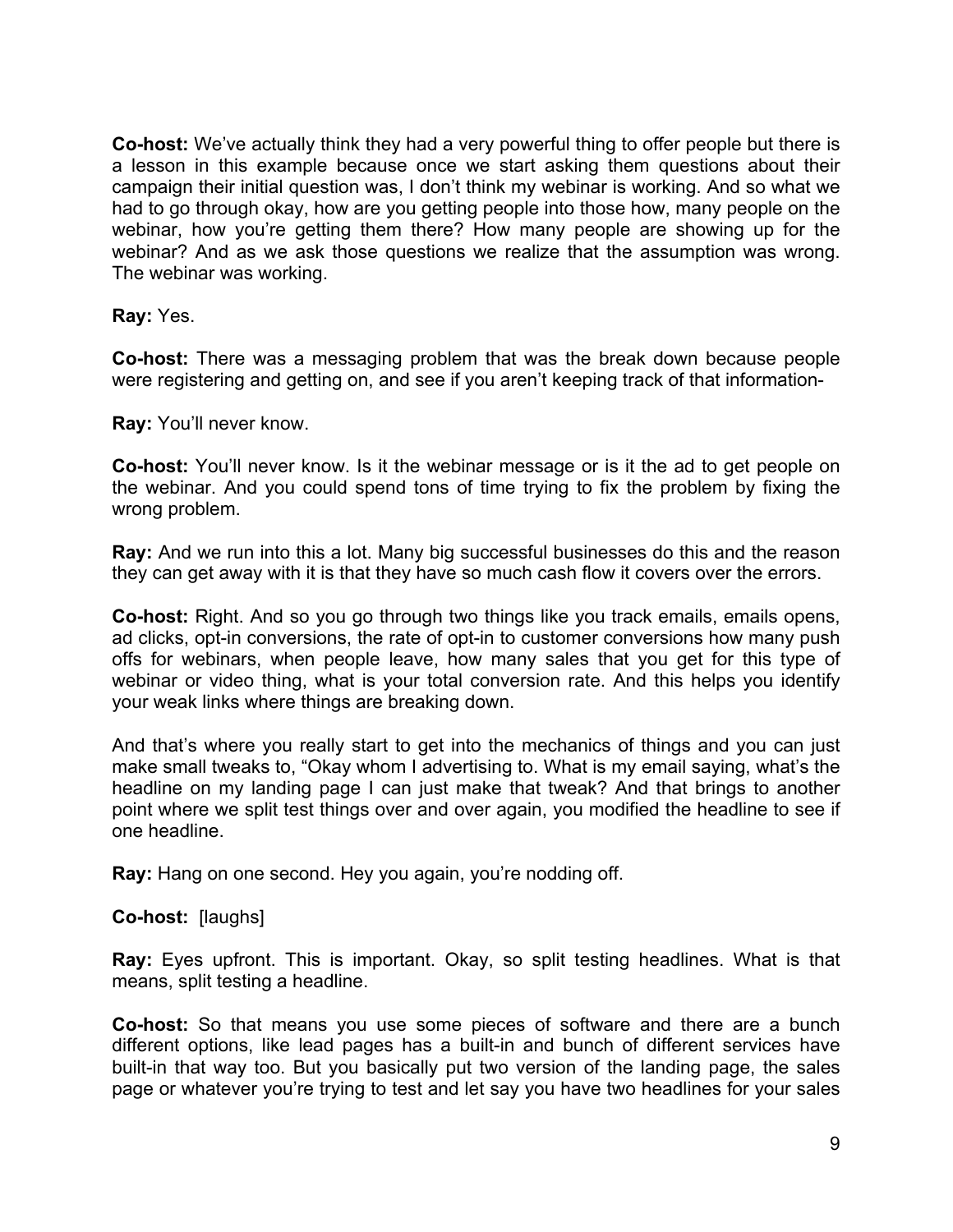**Co-host:** We've actually think they had a very powerful thing to offer people but there is a lesson in this example because once we start asking them questions about their campaign their initial question was, I don't think my webinar is working. And so what we had to go through okay, how are you getting people into those how, many people on the webinar, how you're getting them there? How many people are showing up for the webinar? And as we ask those questions we realize that the assumption was wrong. The webinar was working.

**Ray:** Yes.

**Co-host:** There was a messaging problem that was the break down because people were registering and getting on, and see if you aren't keeping track of that information-

**Ray:** You'll never know.

**Co-host:** You'll never know. Is it the webinar message or is it the ad to get people on the webinar. And you could spend tons of time trying to fix the problem by fixing the wrong problem.

**Ray:** And we run into this a lot. Many big successful businesses do this and the reason they can get away with it is that they have so much cash flow it covers over the errors.

**Co-host:** Right. And so you go through two things like you track emails, emails opens, ad clicks, opt-in conversions, the rate of opt-in to customer conversions how many push offs for webinars, when people leave, how many sales that you get for this type of webinar or video thing, what is your total conversion rate. And this helps you identify your weak links where things are breaking down.

And that's where you really start to get into the mechanics of things and you can just make small tweaks to, "Okay whom I advertising to. What is my email saying, what's the headline on my landing page I can just make that tweak? And that brings to another point where we split test things over and over again, you modified the headline to see if one headline.

**Ray:** Hang on one second. Hey you again, you're nodding off.

**Co-host:** [laughs]

**Ray:** Eyes upfront. This is important. Okay, so split testing headlines. What is that means, split testing a headline.

**Co-host:** So that means you use some pieces of software and there are a bunch different options, like lead pages has a built-in and bunch of different services have built-in that way too. But you basically put two version of the landing page, the sales page or whatever you're trying to test and let say you have two headlines for your sales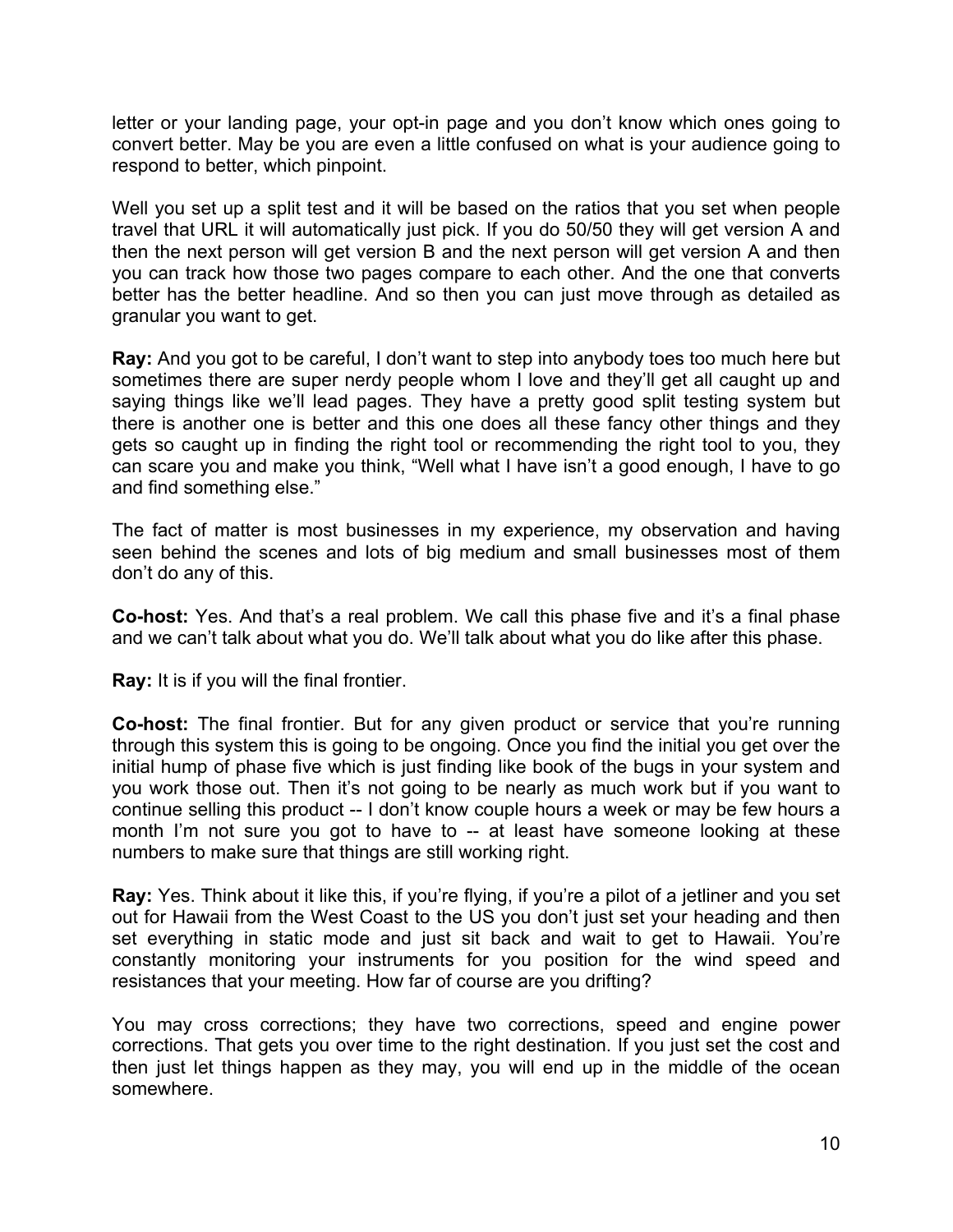letter or your landing page, your opt-in page and you don't know which ones going to convert better. May be you are even a little confused on what is your audience going to respond to better, which pinpoint.

Well you set up a split test and it will be based on the ratios that you set when people travel that URL it will automatically just pick. If you do 50/50 they will get version A and then the next person will get version B and the next person will get version A and then you can track how those two pages compare to each other. And the one that converts better has the better headline. And so then you can just move through as detailed as granular you want to get.

**Ray:** And you got to be careful, I don't want to step into anybody toes too much here but sometimes there are super nerdy people whom I love and they'll get all caught up and saying things like we'll lead pages. They have a pretty good split testing system but there is another one is better and this one does all these fancy other things and they gets so caught up in finding the right tool or recommending the right tool to you, they can scare you and make you think, "Well what I have isn't a good enough, I have to go and find something else."

The fact of matter is most businesses in my experience, my observation and having seen behind the scenes and lots of big medium and small businesses most of them don't do any of this.

**Co-host:** Yes. And that's a real problem. We call this phase five and it's a final phase and we can't talk about what you do. We'll talk about what you do like after this phase.

**Ray:** It is if you will the final frontier.

**Co-host:** The final frontier. But for any given product or service that you're running through this system this is going to be ongoing. Once you find the initial you get over the initial hump of phase five which is just finding like book of the bugs in your system and you work those out. Then it's not going to be nearly as much work but if you want to continue selling this product -- I don't know couple hours a week or may be few hours a month I'm not sure you got to have to -- at least have someone looking at these numbers to make sure that things are still working right.

**Ray:** Yes. Think about it like this, if you're flying, if you're a pilot of a jetliner and you set out for Hawaii from the West Coast to the US you don't just set your heading and then set everything in static mode and just sit back and wait to get to Hawaii. You're constantly monitoring your instruments for you position for the wind speed and resistances that your meeting. How far of course are you drifting?

You may cross corrections; they have two corrections, speed and engine power corrections. That gets you over time to the right destination. If you just set the cost and then just let things happen as they may, you will end up in the middle of the ocean somewhere.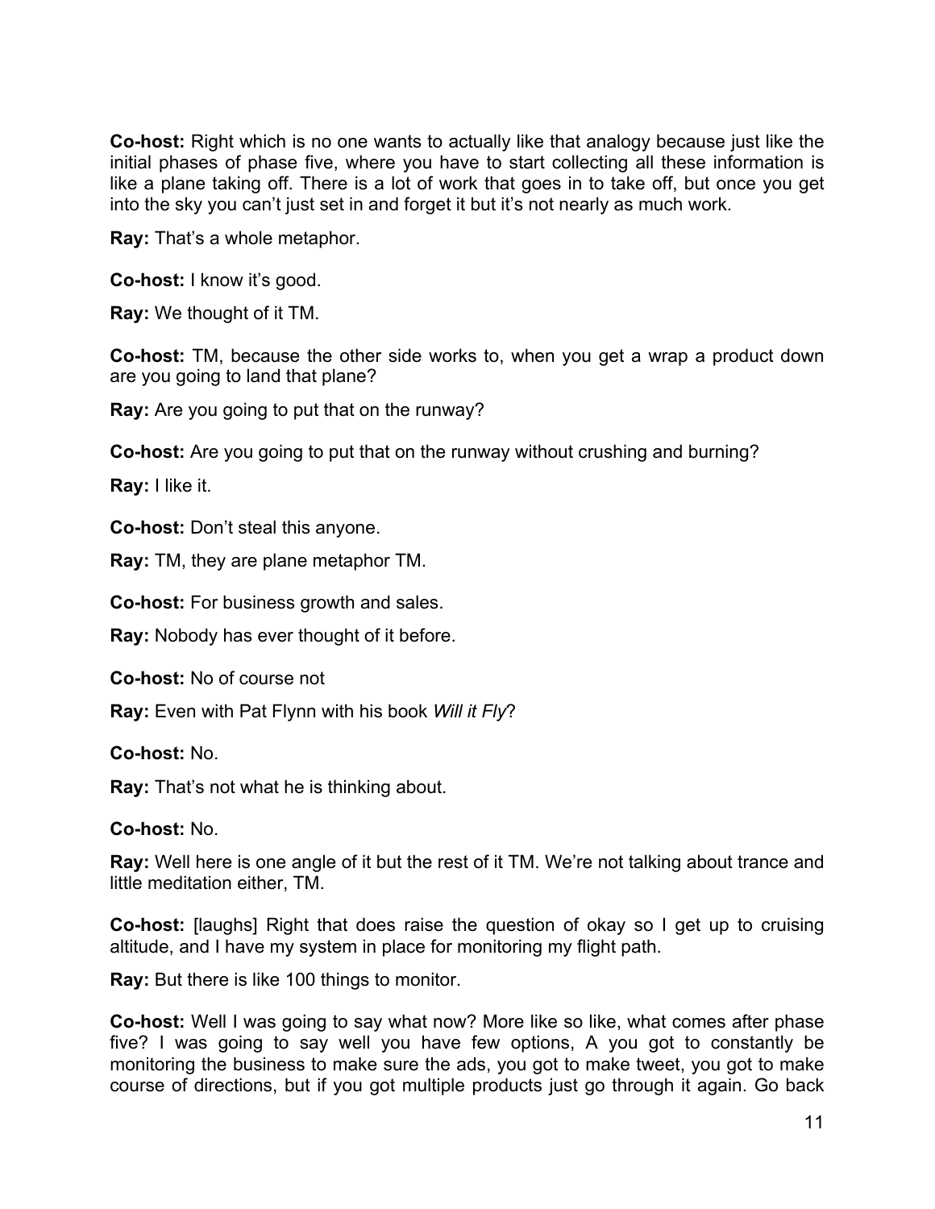**Co-host:** Right which is no one wants to actually like that analogy because just like the initial phases of phase five, where you have to start collecting all these information is like a plane taking off. There is a lot of work that goes in to take off, but once you get into the sky you can't just set in and forget it but it's not nearly as much work.

**Ray:** That's a whole metaphor.

**Co-host:** I know it's good.

**Ray:** We thought of it TM.

**Co-host:** TM, because the other side works to, when you get a wrap a product down are you going to land that plane?

**Ray:** Are you going to put that on the runway?

**Co-host:** Are you going to put that on the runway without crushing and burning?

**Ray:** I like it.

**Co-host:** Don't steal this anyone.

**Ray:** TM, they are plane metaphor TM.

**Co-host:** For business growth and sales.

**Ray:** Nobody has ever thought of it before.

**Co-host:** No of course not

**Ray:** Even with Pat Flynn with his book *Will it Fly*?

**Co-host:** No.

**Ray:** That's not what he is thinking about.

**Co-host:** No.

**Ray:** Well here is one angle of it but the rest of it TM. We're not talking about trance and little meditation either, TM.

**Co-host:** [laughs] Right that does raise the question of okay so I get up to cruising altitude, and I have my system in place for monitoring my flight path.

**Ray:** But there is like 100 things to monitor.

**Co-host:** Well I was going to say what now? More like so like, what comes after phase five? I was going to say well you have few options, A you got to constantly be monitoring the business to make sure the ads, you got to make tweet, you got to make course of directions, but if you got multiple products just go through it again. Go back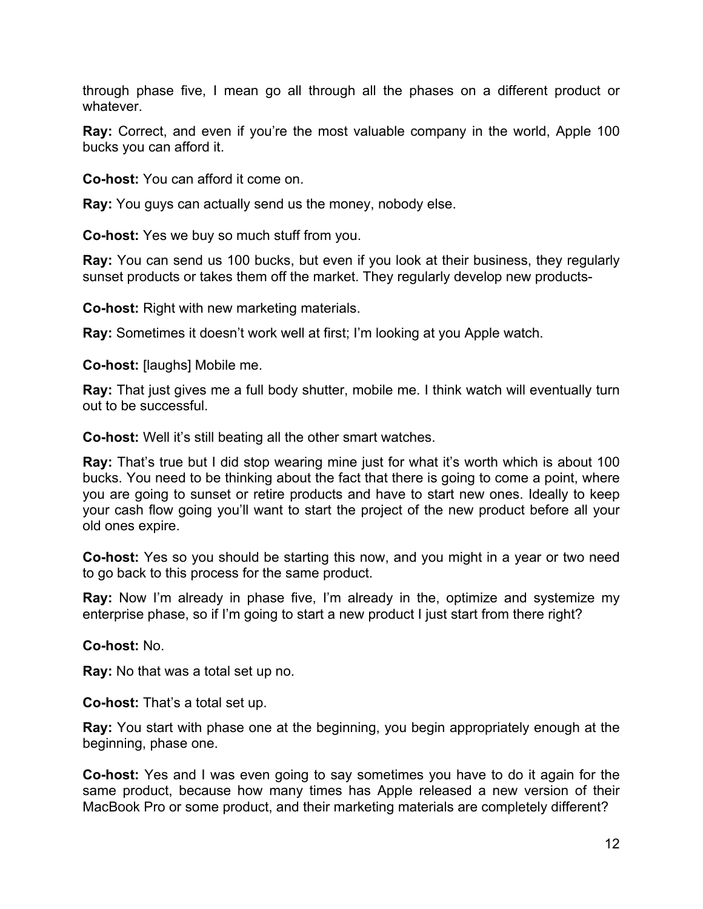through phase five, I mean go all through all the phases on a different product or whatever.

**Ray:** Correct, and even if you're the most valuable company in the world, Apple 100 bucks you can afford it.

**Co-host:** You can afford it come on.

**Ray:** You guys can actually send us the money, nobody else.

**Co-host:** Yes we buy so much stuff from you.

**Ray:** You can send us 100 bucks, but even if you look at their business, they regularly sunset products or takes them off the market. They regularly develop new products-

**Co-host:** Right with new marketing materials.

**Ray:** Sometimes it doesn't work well at first; I'm looking at you Apple watch.

**Co-host:** [laughs] Mobile me.

**Ray:** That just gives me a full body shutter, mobile me. I think watch will eventually turn out to be successful.

**Co-host:** Well it's still beating all the other smart watches.

**Ray:** That's true but I did stop wearing mine just for what it's worth which is about 100 bucks. You need to be thinking about the fact that there is going to come a point, where you are going to sunset or retire products and have to start new ones. Ideally to keep your cash flow going you'll want to start the project of the new product before all your old ones expire.

**Co-host:** Yes so you should be starting this now, and you might in a year or two need to go back to this process for the same product.

**Ray:** Now I'm already in phase five, I'm already in the, optimize and systemize my enterprise phase, so if I'm going to start a new product I just start from there right?

**Co-host:** No.

**Ray:** No that was a total set up no.

**Co-host:** That's a total set up.

**Ray:** You start with phase one at the beginning, you begin appropriately enough at the beginning, phase one.

**Co-host:** Yes and I was even going to say sometimes you have to do it again for the same product, because how many times has Apple released a new version of their MacBook Pro or some product, and their marketing materials are completely different?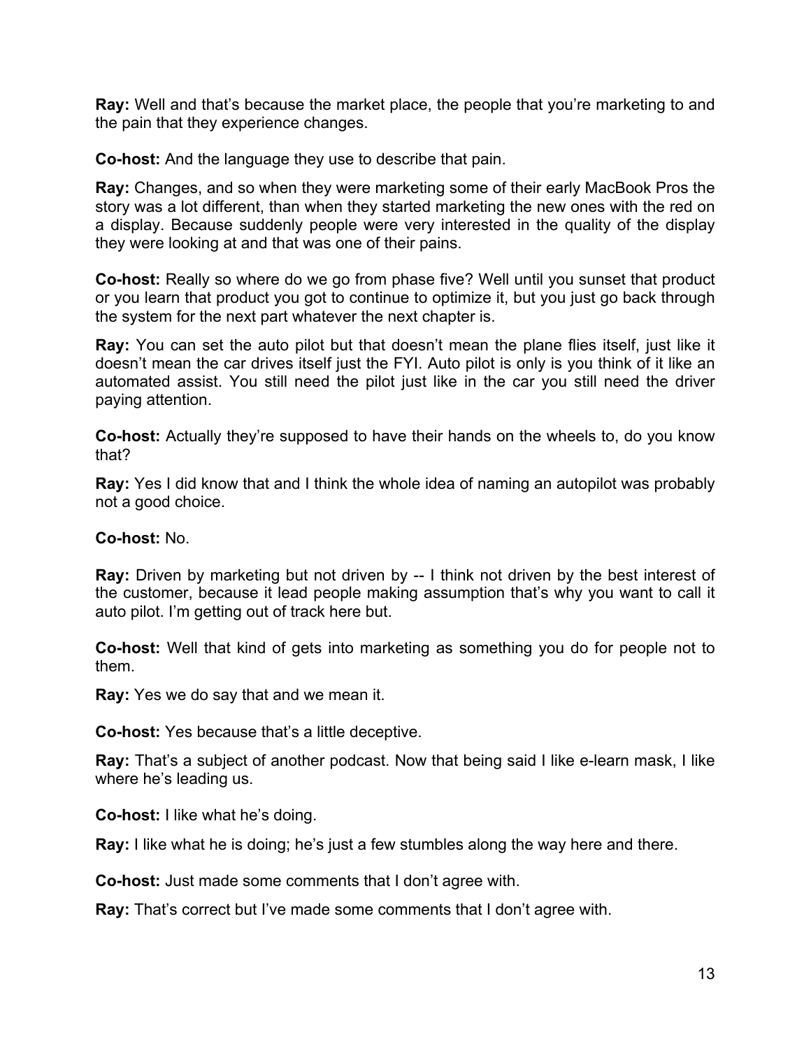**Ray:** Well and that's because the market place, the people that you're marketing to and the pain that they experience changes.

**Co-host:** And the language they use to describe that pain.

**Ray:** Changes, and so when they were marketing some of their early MacBook Pros the story was a lot different, than when they started marketing the new ones with the red on a display. Because suddenly people were very interested in the quality of the display they were looking at and that was one of their pains.

**Co-host:** Really so where do we go from phase five? Well until you sunset that product or you learn that product you got to continue to optimize it, but you just go back through the system for the next part whatever the next chapter is.

**Ray:** You can set the auto pilot but that doesn't mean the plane flies itself, just like it doesn't mean the car drives itself just the FYI. Auto pilot is only is you think of it like an automated assist. You still need the pilot just like in the car you still need the driver paying attention.

**Co-host:** Actually they're supposed to have their hands on the wheels to, do you know that?

**Ray:** Yes I did know that and I think the whole idea of naming an autopilot was probably not a good choice.

**Co-host:** No.

**Ray:** Driven by marketing but not driven by -- I think not driven by the best interest of the customer, because it lead people making assumption that's why you want to call it auto pilot. I'm getting out of track here but.

**Co-host:** Well that kind of gets into marketing as something you do for people not to them.

**Ray:** Yes we do say that and we mean it.

**Co-host:** Yes because that's a little deceptive.

**Ray:** That's a subject of another podcast. Now that being said I like e-learn mask, I like where he's leading us.

**Co-host:** I like what he's doing.

**Ray:** I like what he is doing; he's just a few stumbles along the way here and there.

**Co-host:** Just made some comments that I don't agree with.

**Ray:** That's correct but I've made some comments that I don't agree with.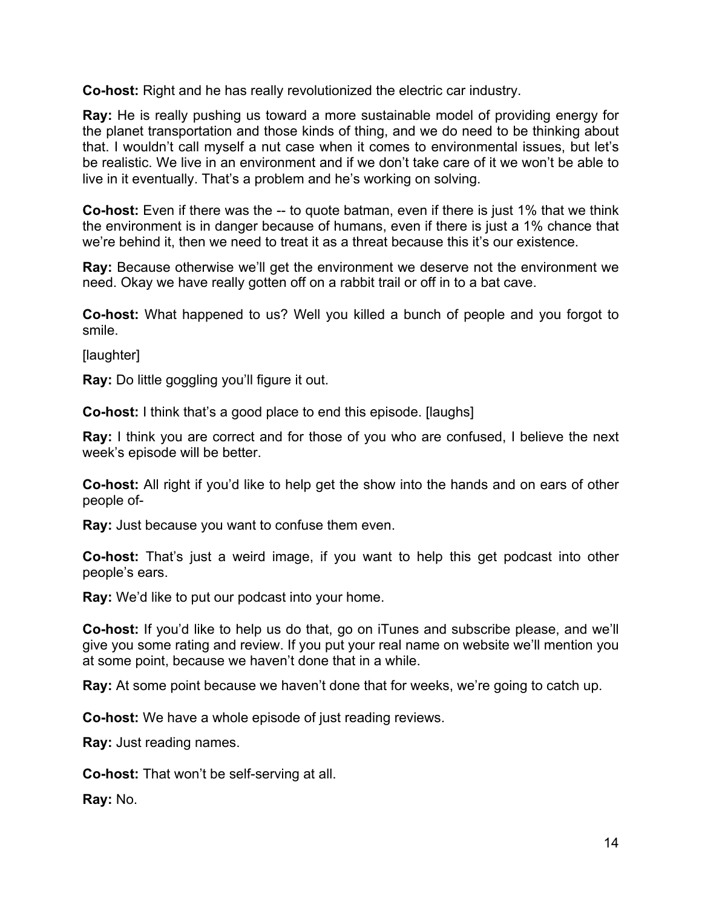**Co-host:** Right and he has really revolutionized the electric car industry.

**Ray:** He is really pushing us toward a more sustainable model of providing energy for the planet transportation and those kinds of thing, and we do need to be thinking about that. I wouldn't call myself a nut case when it comes to environmental issues, but let's be realistic. We live in an environment and if we don't take care of it we won't be able to live in it eventually. That's a problem and he's working on solving.

**Co-host:** Even if there was the -- to quote batman, even if there is just 1% that we think the environment is in danger because of humans, even if there is just a 1% chance that we're behind it, then we need to treat it as a threat because this it's our existence.

**Ray:** Because otherwise we'll get the environment we deserve not the environment we need. Okay we have really gotten off on a rabbit trail or off in to a bat cave.

**Co-host:** What happened to us? Well you killed a bunch of people and you forgot to smile.

[laughter]

**Ray:** Do little goggling you'll figure it out.

**Co-host:** I think that's a good place to end this episode. [laughs]

**Ray:** I think you are correct and for those of you who are confused, I believe the next week's episode will be better.

**Co-host:** All right if you'd like to help get the show into the hands and on ears of other people of-

**Ray:** Just because you want to confuse them even.

**Co-host:** That's just a weird image, if you want to help this get podcast into other people's ears.

**Ray:** We'd like to put our podcast into your home.

**Co-host:** If you'd like to help us do that, go on iTunes and subscribe please, and we'll give you some rating and review. If you put your real name on website we'll mention you at some point, because we haven't done that in a while.

**Ray:** At some point because we haven't done that for weeks, we're going to catch up.

**Co-host:** We have a whole episode of just reading reviews.

**Ray:** Just reading names.

**Co-host:** That won't be self-serving at all.

**Ray:** No.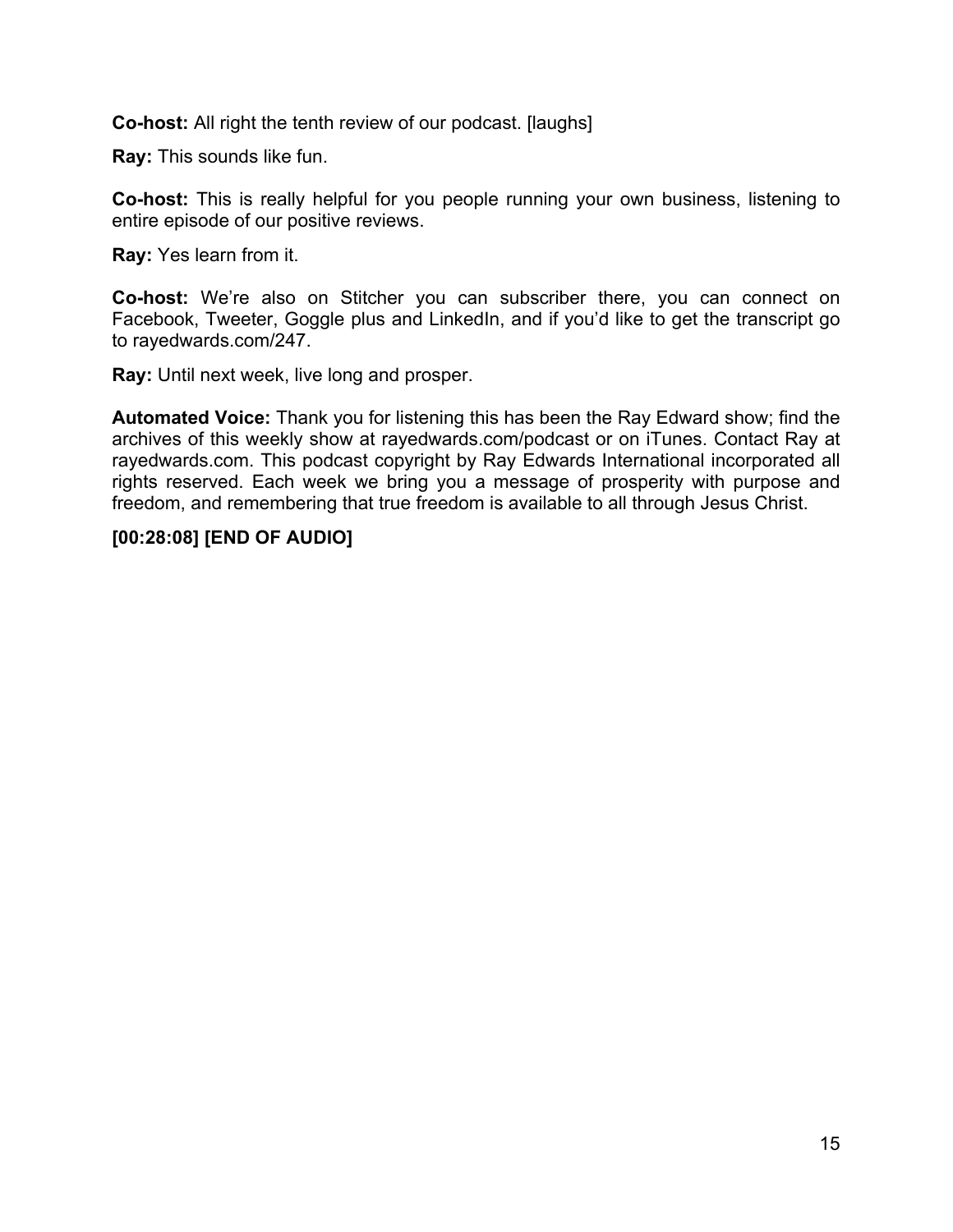**Co-host:** All right the tenth review of our podcast. [laughs]

**Ray:** This sounds like fun.

**Co-host:** This is really helpful for you people running your own business, listening to entire episode of our positive reviews.

**Ray:** Yes learn from it.

**Co-host:** We're also on Stitcher you can subscriber there, you can connect on Facebook, Tweeter, Goggle plus and LinkedIn, and if you'd like to get the transcript go to rayedwards.com/247.

**Ray:** Until next week, live long and prosper.

**Automated Voice:** Thank you for listening this has been the Ray Edward show; find the archives of this weekly show at rayedwards.com/podcast or on iTunes. Contact Ray at rayedwards.com. This podcast copyright by Ray Edwards International incorporated all rights reserved. Each week we bring you a message of prosperity with purpose and freedom, and remembering that true freedom is available to all through Jesus Christ.

**[00:28:08] [END OF AUDIO]**